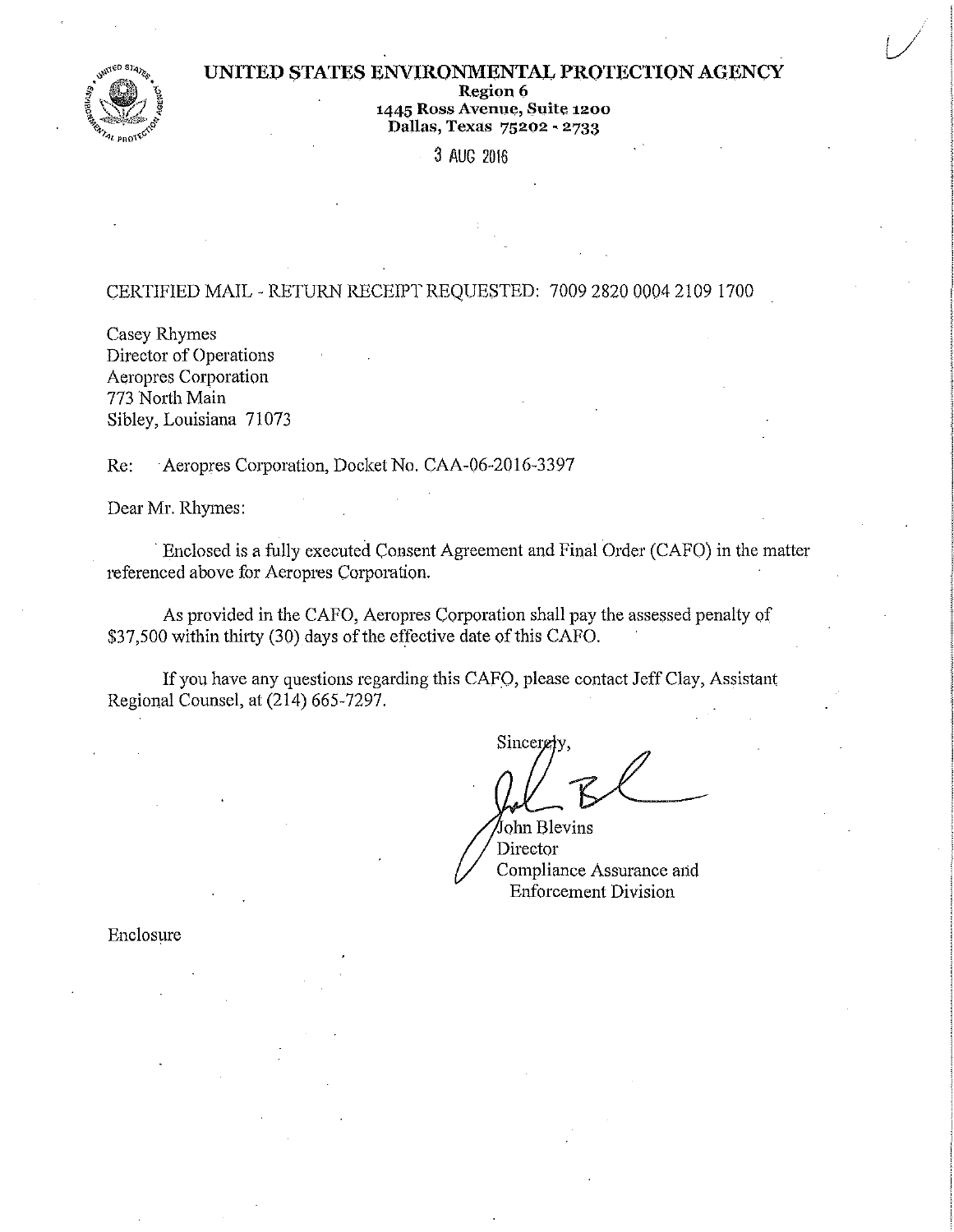# UNITED STATES ENVIRONMENTAL PROTECTION AGENCY

**Region 6**
**1445 Ross Avenue, Suite 1200**
**Dallas, Texas 75202 - 2733**

3 AUG 2016

CERTIFIED MAIL - RETURN RECEIPT REQUESTED: 7009 2820 0004 2109 1700

Casey Rhymes
Director of Operations
Aeropres Corporation
773 North Main
Sibley, Louisiana 71073

Re: Aeropres Corporation, Docket No. CAA-06-2016-3397

Dear Mr. Rhymes:

Enclosed is a fully executed Consent Agreement and Final Order (CAFO) in the matter referenced above for Aeropres Corporation.

As provided in the CAFO, Aeropres Corporation shall pay the assessed penalty of $37,500 within thirty (30) days of the effective date of this CAFO.

If you have any questions regarding this CAFO, please contact Jeff Clay, Assistant Regional Counsel, at (214) 665-7297.

Sincerely,

John Blevins
Director
Compliance Assurance and
Enforcement Division

Enclosure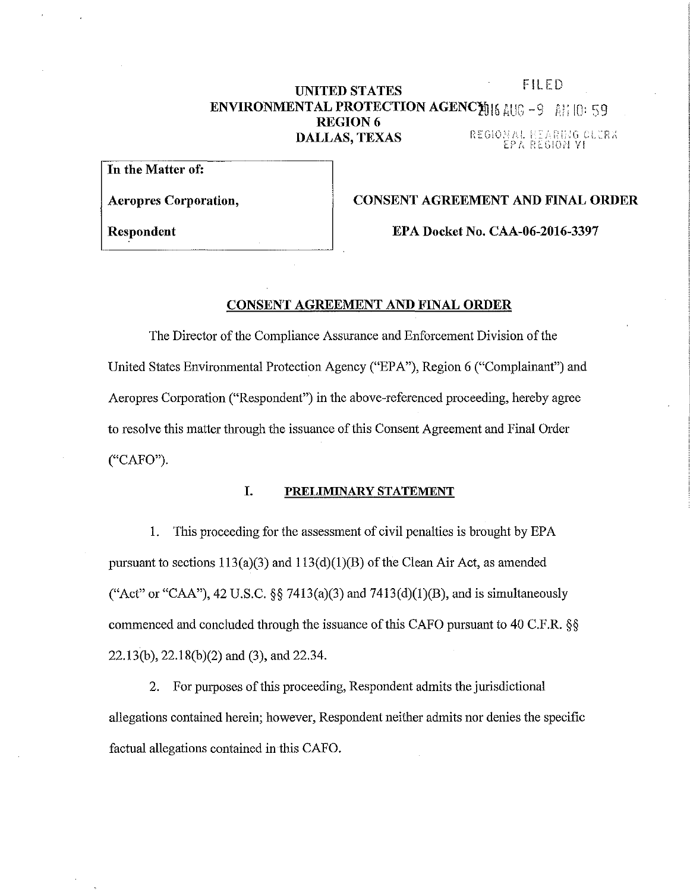UNITED STATES
ENVIRONMENTAL PROTECTION AGENCY
REGION 6
DALLAS, TEXAS

FILED
2016 AUG -9 AM 10: 59
REGIONAL HEARING CLERK
EPA REGION VI

| In the Matter of: | |
|---|---|
| Aeropres Corporation, | **CONSENT AGREEMENT AND FINAL ORDER** |
| Respondent | **EPA Docket No. CAA-06-2016-3397** |

## CONSENT AGREEMENT AND FINAL ORDER

The Director of the Compliance Assurance and Enforcement Division of the United States Environmental Protection Agency ("EPA"), Region 6 ("Complainant") and Aeropres Corporation ("Respondent") in the above-referenced proceeding, hereby agree to resolve this matter through the issuance of this Consent Agreement and Final Order ("CAFO").

### I. PRELIMINARY STATEMENT

1. This proceeding for the assessment of civil penalties is brought by EPA pursuant to sections 113(a)(3) and 113(d)(1)(B) of the Clean Air Act, as amended ("Act" or "CAA"), 42 U.S.C. §§ 7413(a)(3) and 7413(d)(1)(B), and is simultaneously commenced and concluded through the issuance of this CAFO pursuant to 40 C.F.R. §§ 22.13(b), 22.18(b)(2) and (3), and 22.34.

2. For purposes of this proceeding, Respondent admits the jurisdictional allegations contained herein; however, Respondent neither admits nor denies the specific factual allegations contained in this CAFO.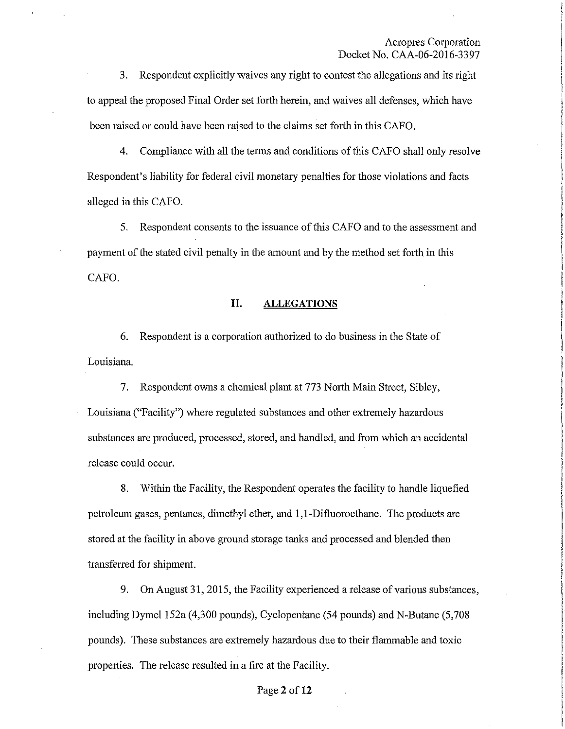3. Respondent explicitly waives any right to contest the allegations and its right to appeal the proposed Final Order set forth herein, and waives all defenses, which have been raised or could have been raised to the claims set forth in this CAFO.

4. Compliance with all the terms and conditions of this CAFO shall only resolve Respondent's liability for federal civil monetary penalties for those violations and facts alleged in this CAFO.

5. Respondent consents to the issuance of this CAFO and to the assessment and payment of the stated civil penalty in the amount and by the method set forth in this CAFO.

## II. ALLEGATIONS

6. Respondent is a corporation authorized to do business in the State of Louisiana.

7. Respondent owns a chemical plant at 773 North Main Street, Sibley, Louisiana ("Facility") where regulated substances and other extremely hazardous substances are produced, processed, stored, and handled, and from which an accidental release could occur.

8. Within the Facility, the Respondent operates the facility to handle liquefied petroleum gases, pentanes, dimethyl ether, and 1,1-Difluoroethane. The products are stored at the facility in above ground storage tanks and processed and blended then transferred for shipment.

9. On August 31, 2015, the Facility experienced a release of various substances, including Dymel 152a (4,300 pounds), Cyclopentane (54 pounds) and N-Butane (5,708 pounds). These substances are extremely hazardous due to their flammable and toxic properties. The release resulted in a fire at the Facility.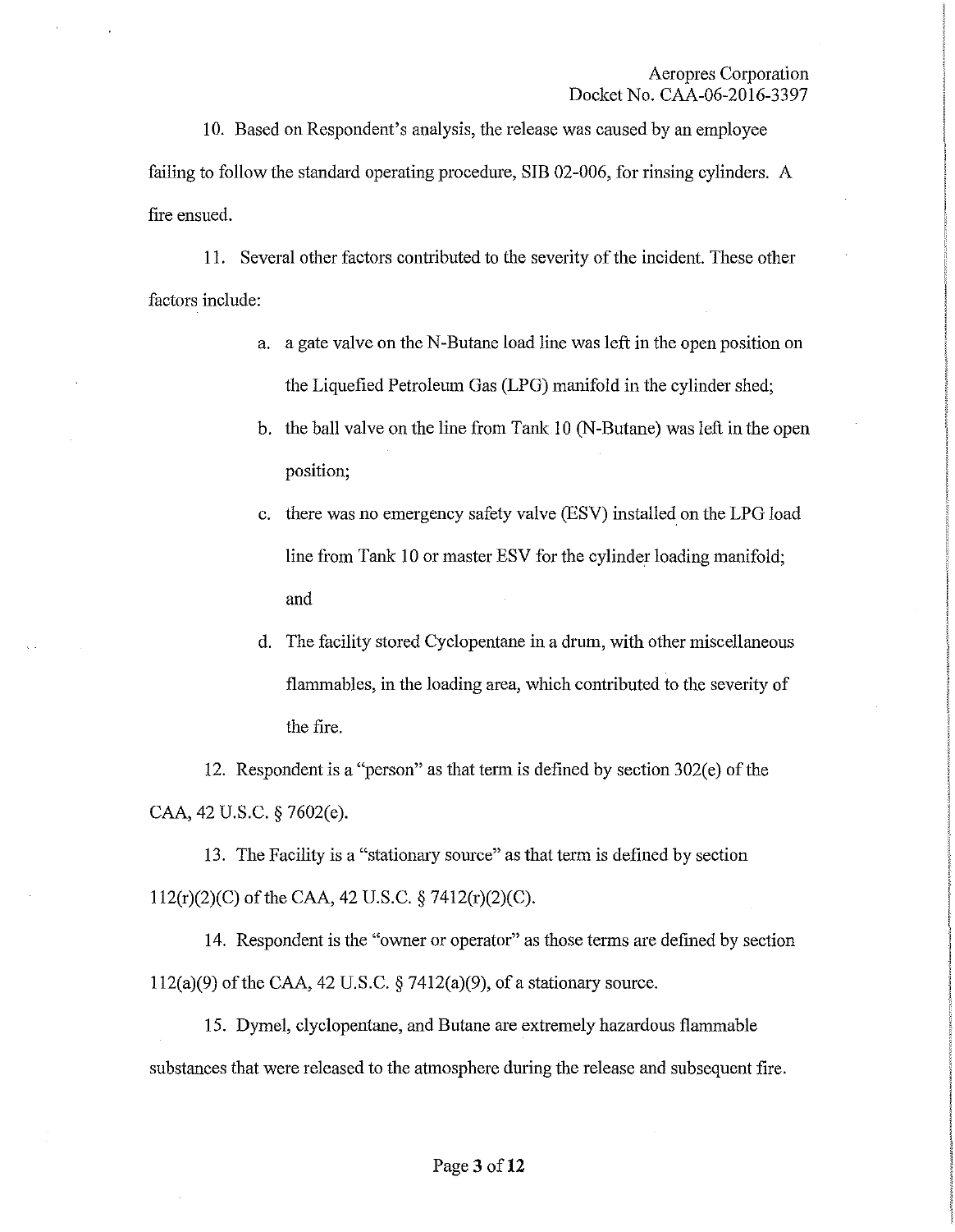10. Based on Respondent's analysis, the release was caused by an employee failing to follow the standard operating procedure, SIB 02-006, for rinsing cylinders. A fire ensued.

11. Several other factors contributed to the severity of the incident. These other factors include:

   a. a gate valve on the N-Butane load line was left in the open position on the Liquefied Petroleum Gas (LPG) manifold in the cylinder shed;

   b. the ball valve on the line from Tank 10 (N-Butane) was left in the open position;

   c. there was no emergency safety valve (ESV) installed on the LPG load line from Tank 10 or master ESV for the cylinder loading manifold; and

   d. The facility stored Cyclopentane in a drum, with other miscellaneous flammables, in the loading area, which contributed to the severity of the fire.

12. Respondent is a "person" as that term is defined by section 302(e) of the CAA, 42 U.S.C. § 7602(e).

13. The Facility is a "stationary source" as that term is defined by section 112(r)(2)(C) of the CAA, 42 U.S.C. § 7412(r)(2)(C).

14. Respondent is the "owner or operator" as those terms are defined by section 112(a)(9) of the CAA, 42 U.S.C. § 7412(a)(9), of a stationary source.

15. Dymel, clyclopentane, and Butane are extremely hazardous flammable substances that were released to the atmosphere during the release and subsequent fire.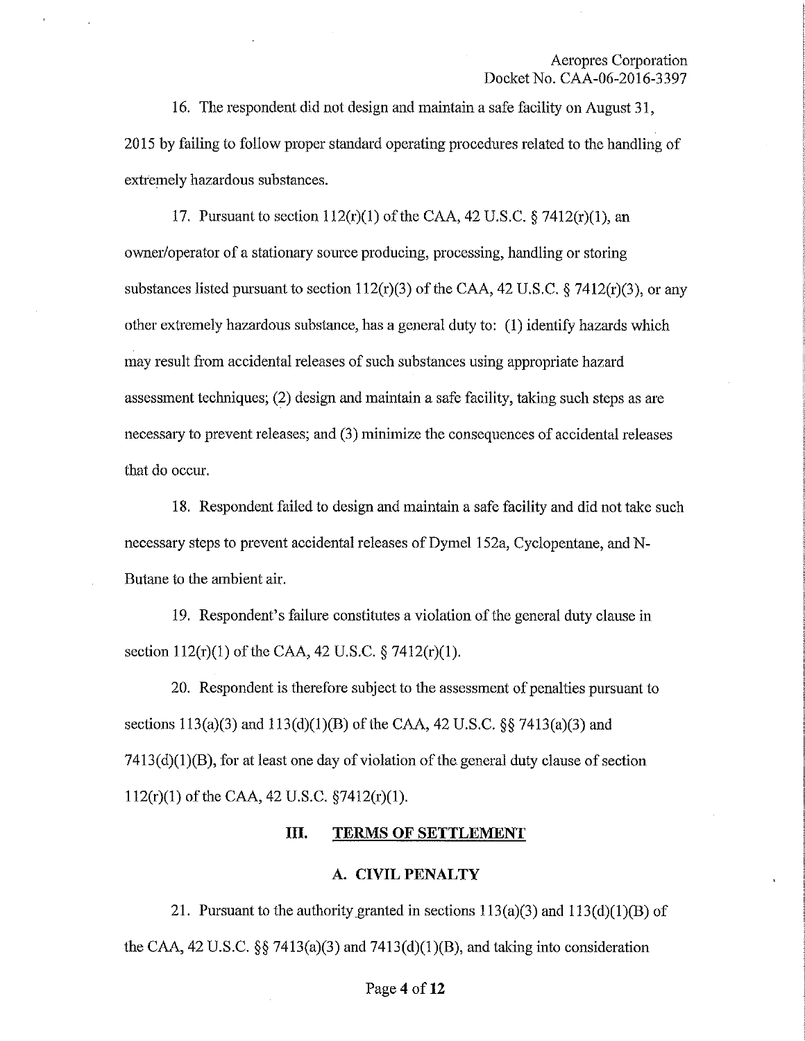16. The respondent did not design and maintain a safe facility on August 31, 2015 by failing to follow proper standard operating procedures related to the handling of extremely hazardous substances.

17. Pursuant to section 112(r)(1) of the CAA, 42 U.S.C. § 7412(r)(1), an owner/operator of a stationary source producing, processing, handling or storing substances listed pursuant to section 112(r)(3) of the CAA, 42 U.S.C. § 7412(r)(3), or any other extremely hazardous substance, has a general duty to: (1) identify hazards which may result from accidental releases of such substances using appropriate hazard assessment techniques; (2) design and maintain a safe facility, taking such steps as are necessary to prevent releases; and (3) minimize the consequences of accidental releases that do occur.

18. Respondent failed to design and maintain a safe facility and did not take such necessary steps to prevent accidental releases of Dymel 152a, Cyclopentane, and N-Butane to the ambient air.

19. Respondent's failure constitutes a violation of the general duty clause in section 112(r)(1) of the CAA, 42 U.S.C. § 7412(r)(1).

20. Respondent is therefore subject to the assessment of penalties pursuant to sections 113(a)(3) and 113(d)(1)(B) of the CAA, 42 U.S.C. §§ 7413(a)(3) and 7413(d)(1)(B), for at least one day of violation of the general duty clause of section 112(r)(1) of the CAA, 42 U.S.C. §7412(r)(1).

## III. TERMS OF SETTLEMENT

### A. CIVIL PENALTY

21. Pursuant to the authority granted in sections 113(a)(3) and 113(d)(1)(B) of the CAA, 42 U.S.C. §§ 7413(a)(3) and 7413(d)(1)(B), and taking into consideration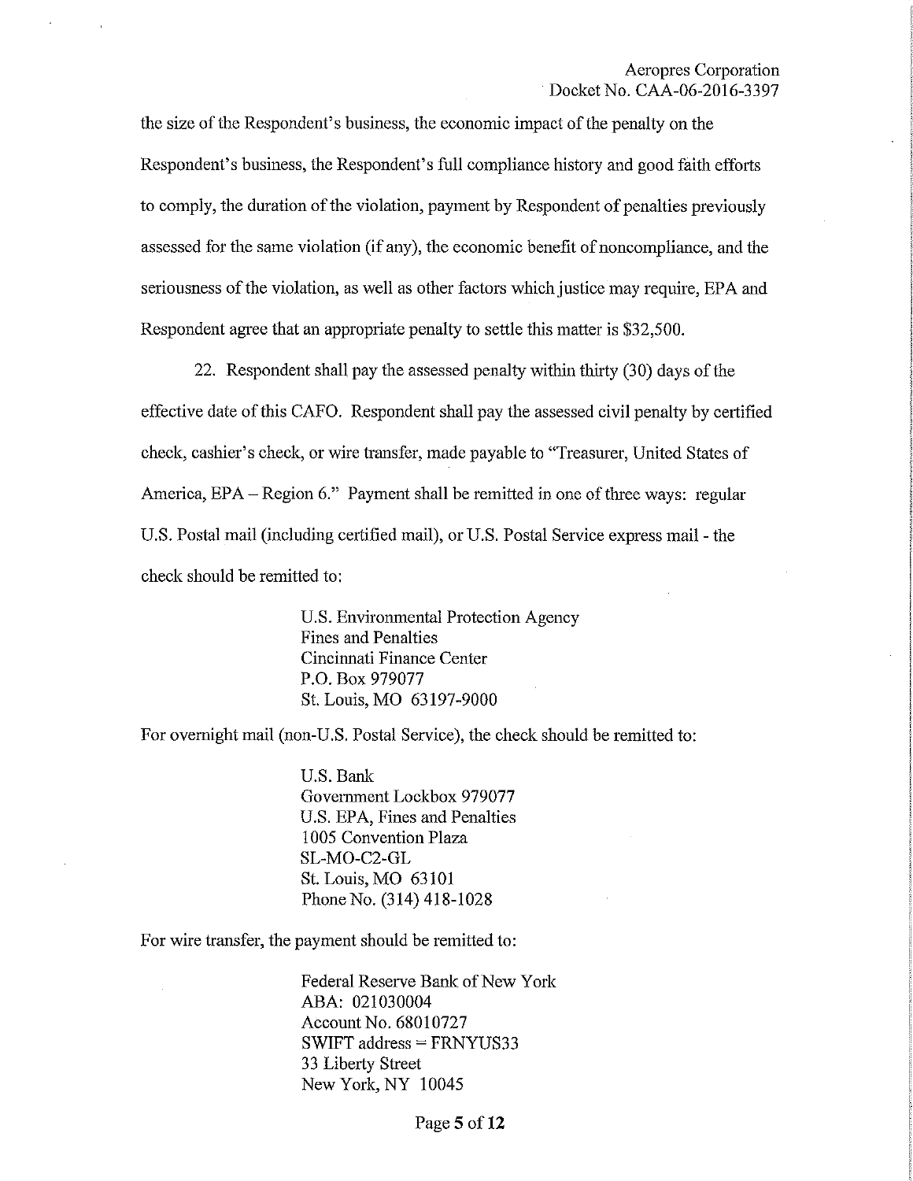the size of the Respondent's business, the economic impact of the penalty on the Respondent's business, the Respondent's full compliance history and good faith efforts to comply, the duration of the violation, payment by Respondent of penalties previously assessed for the same violation (if any), the economic benefit of noncompliance, and the seriousness of the violation, as well as other factors which justice may require, EPA and Respondent agree that an appropriate penalty to settle this matter is $32,500.

22. Respondent shall pay the assessed penalty within thirty (30) days of the effective date of this CAFO. Respondent shall pay the assessed civil penalty by certified check, cashier's check, or wire transfer, made payable to "Treasurer, United States of America, EPA – Region 6." Payment shall be remitted in one of three ways: regular U.S. Postal mail (including certified mail), or U.S. Postal Service express mail - the check should be remitted to:

> U.S. Environmental Protection Agency
> Fines and Penalties
> Cincinnati Finance Center
> P.O. Box 979077
> St. Louis, MO 63197-9000

For overnight mail (non-U.S. Postal Service), the check should be remitted to:

> U.S. Bank
> Government Lockbox 979077
> U.S. EPA, Fines and Penalties
> 1005 Convention Plaza
> SL-MO-C2-GL
> St. Louis, MO 63101
> Phone No. (314) 418-1028

For wire transfer, the payment should be remitted to:

> Federal Reserve Bank of New York
> ABA: 021030004
> Account No. 68010727
> SWIFT address = FRNYUS33
> 33 Liberty Street
> New York, NY 10045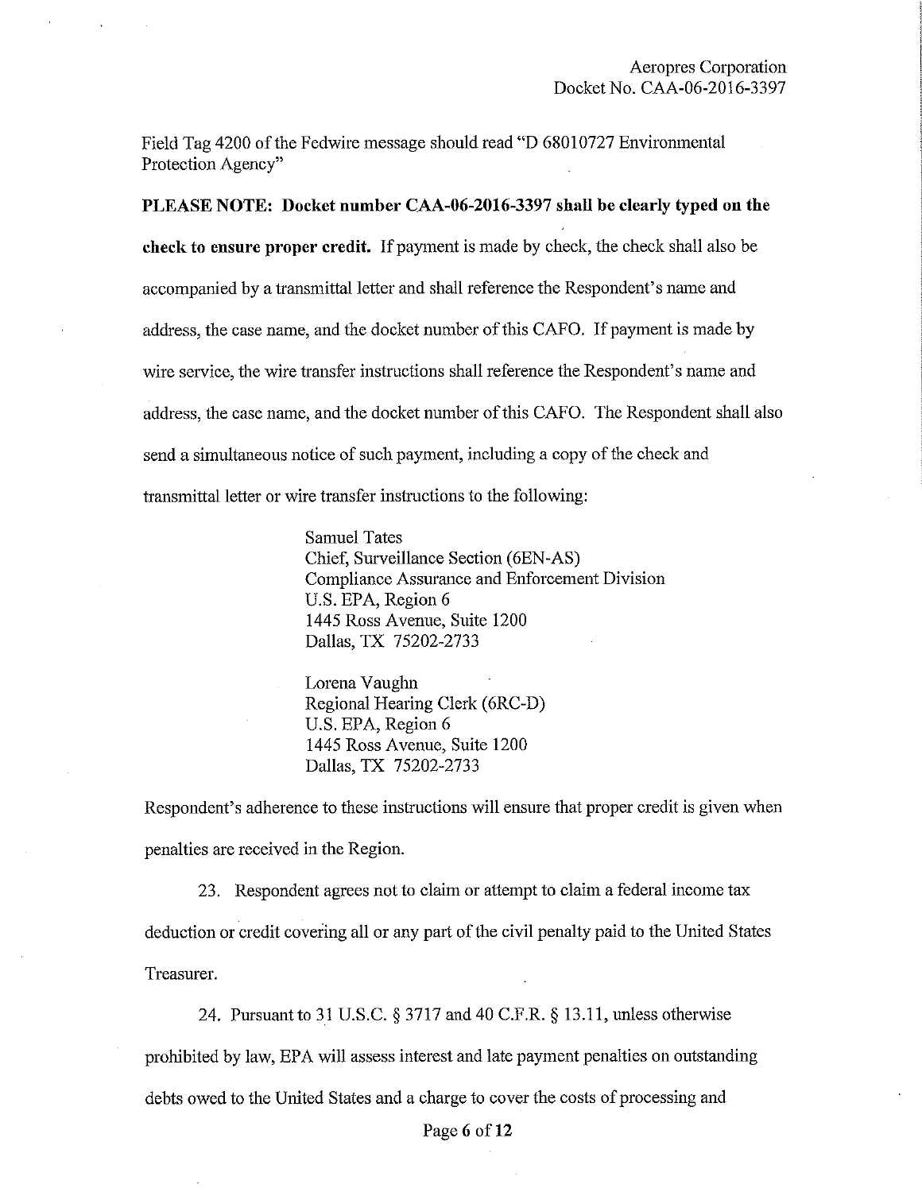Field Tag 4200 of the Fedwire message should read "D 68010727 Environmental Protection Agency"

**PLEASE NOTE: Docket number CAA-06-2016-3397 shall be clearly typed on the check to ensure proper credit.** If payment is made by check, the check shall also be accompanied by a transmittal letter and shall reference the Respondent's name and address, the case name, and the docket number of this CAFO. If payment is made by wire service, the wire transfer instructions shall reference the Respondent's name and address, the case name, and the docket number of this CAFO. The Respondent shall also send a simultaneous notice of such payment, including a copy of the check and transmittal letter or wire transfer instructions to the following:

> Samuel Tates
> Chief, Surveillance Section (6EN-AS)
> Compliance Assurance and Enforcement Division
> U.S. EPA, Region 6
> 1445 Ross Avenue, Suite 1200
> Dallas, TX 75202-2733
>
> Lorena Vaughn
> Regional Hearing Clerk (6RC-D)
> U.S. EPA, Region 6
> 1445 Ross Avenue, Suite 1200
> Dallas, TX 75202-2733

Respondent's adherence to these instructions will ensure that proper credit is given when penalties are received in the Region.

23. Respondent agrees not to claim or attempt to claim a federal income tax deduction or credit covering all or any part of the civil penalty paid to the United States Treasurer.

24. Pursuant to 31 U.S.C. § 3717 and 40 C.F.R. § 13.11, unless otherwise prohibited by law, EPA will assess interest and late payment penalties on outstanding debts owed to the United States and a charge to cover the costs of processing and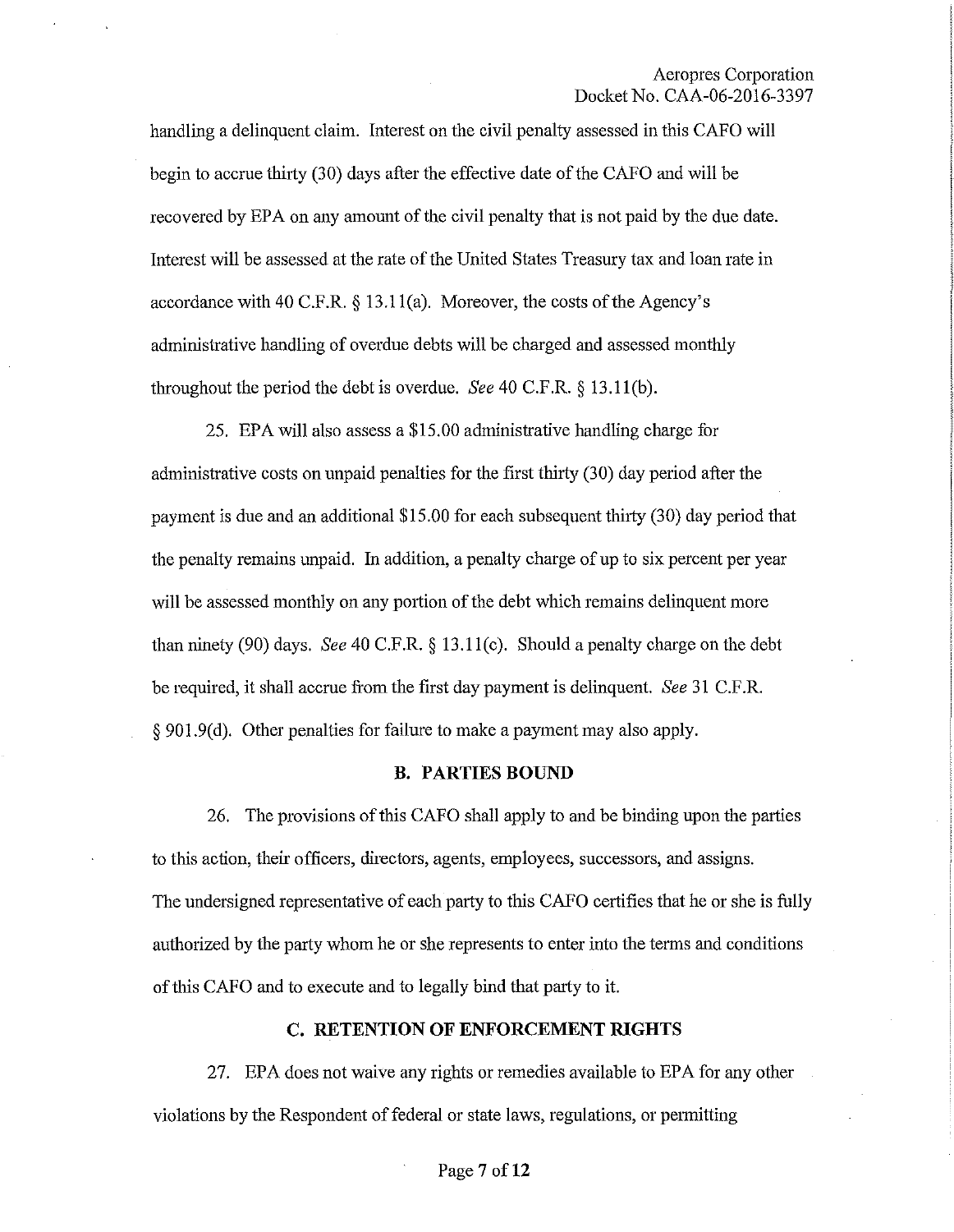handling a delinquent claim. Interest on the civil penalty assessed in this CAFO will begin to accrue thirty (30) days after the effective date of the CAFO and will be recovered by EPA on any amount of the civil penalty that is not paid by the due date. Interest will be assessed at the rate of the United States Treasury tax and loan rate in accordance with 40 C.F.R. § 13.11(a). Moreover, the costs of the Agency's administrative handling of overdue debts will be charged and assessed monthly throughout the period the debt is overdue. *See* 40 C.F.R. § 13.11(b).

25. EPA will also assess a $15.00 administrative handling charge for administrative costs on unpaid penalties for the first thirty (30) day period after the payment is due and an additional $15.00 for each subsequent thirty (30) day period that the penalty remains unpaid. In addition, a penalty charge of up to six percent per year will be assessed monthly on any portion of the debt which remains delinquent more than ninety (90) days. *See* 40 C.F.R. § 13.11(c). Should a penalty charge on the debt be required, it shall accrue from the first day payment is delinquent. *See* 31 C.F.R. § 901.9(d). Other penalties for failure to make a payment may also apply.

## B. PARTIES BOUND

26. The provisions of this CAFO shall apply to and be binding upon the parties to this action, their officers, directors, agents, employees, successors, and assigns. The undersigned representative of each party to this CAFO certifies that he or she is fully authorized by the party whom he or she represents to enter into the terms and conditions of this CAFO and to execute and to legally bind that party to it.

## C. RETENTION OF ENFORCEMENT RIGHTS

27. EPA does not waive any rights or remedies available to EPA for any other violations by the Respondent of federal or state laws, regulations, or permitting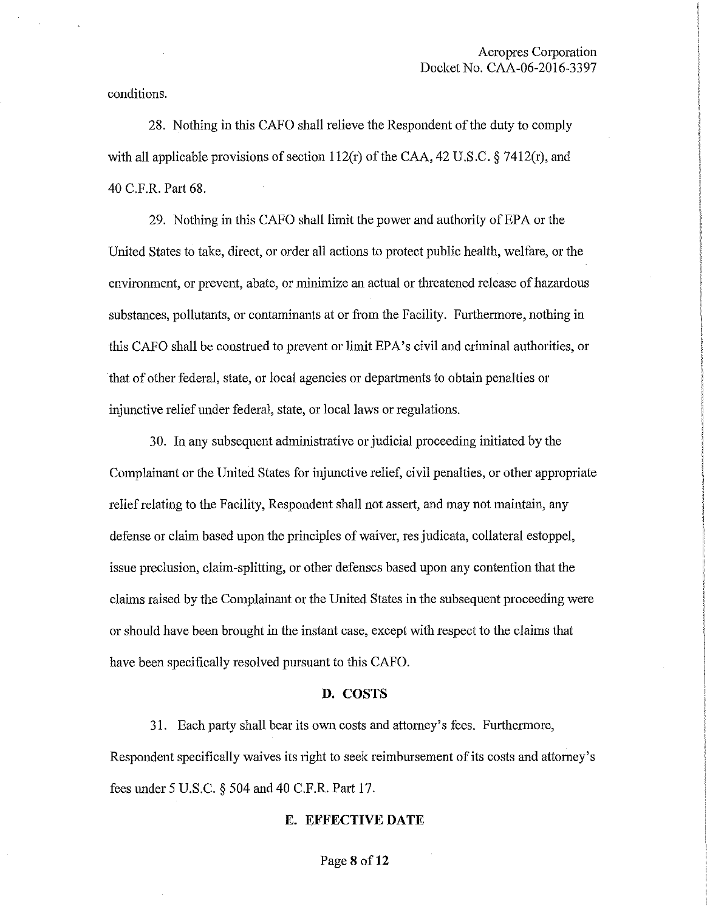conditions.

28. Nothing in this CAFO shall relieve the Respondent of the duty to comply with all applicable provisions of section 112(r) of the CAA, 42 U.S.C. § 7412(r), and 40 C.F.R. Part 68.

29. Nothing in this CAFO shall limit the power and authority of EPA or the United States to take, direct, or order all actions to protect public health, welfare, or the environment, or prevent, abate, or minimize an actual or threatened release of hazardous substances, pollutants, or contaminants at or from the Facility. Furthermore, nothing in this CAFO shall be construed to prevent or limit EPA's civil and criminal authorities, or that of other federal, state, or local agencies or departments to obtain penalties or injunctive relief under federal, state, or local laws or regulations.

30. In any subsequent administrative or judicial proceeding initiated by the Complainant or the United States for injunctive relief, civil penalties, or other appropriate relief relating to the Facility, Respondent shall not assert, and may not maintain, any defense or claim based upon the principles of waiver, res judicata, collateral estoppel, issue preclusion, claim-splitting, or other defenses based upon any contention that the claims raised by the Complainant or the United States in the subsequent proceeding were or should have been brought in the instant case, except with respect to the claims that have been specifically resolved pursuant to this CAFO.

## D. COSTS

31. Each party shall bear its own costs and attorney's fees. Furthermore, Respondent specifically waives its right to seek reimbursement of its costs and attorney's fees under 5 U.S.C. § 504 and 40 C.F.R. Part 17.

## E. EFFECTIVE DATE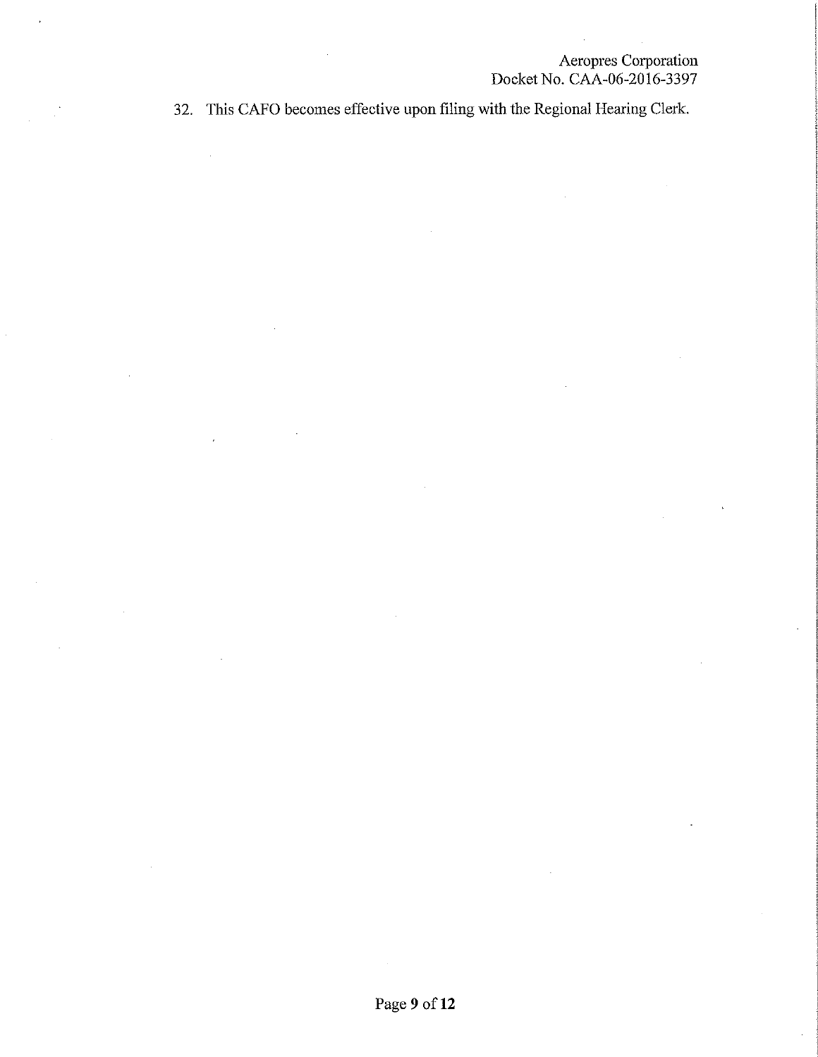32. This CAFO becomes effective upon filing with the Regional Hearing Clerk.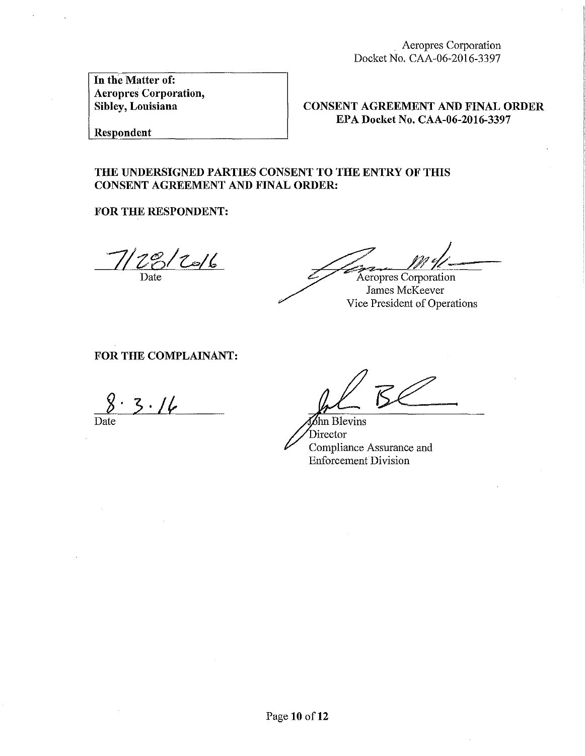Aeropres Corporation
Docket No. CAA-06-2016-3397

**In the Matter of:**
**Aeropres Corporation,**
**Sibley, Louisiana**

**Respondent**

**CONSENT AGREEMENT AND FINAL ORDER**
**EPA Docket No. CAA-06-2016-3397**

**THE UNDERSIGNED PARTIES CONSENT TO THE ENTRY OF THIS CONSENT AGREEMENT AND FINAL ORDER:**

**FOR THE RESPONDENT:**

7/28/2016
Date

Aeropres Corporation
James McKeever
Vice President of Operations

**FOR THE COMPLAINANT:**

8·3·16
Date

John Blevins
Director
Compliance Assurance and
Enforcement Division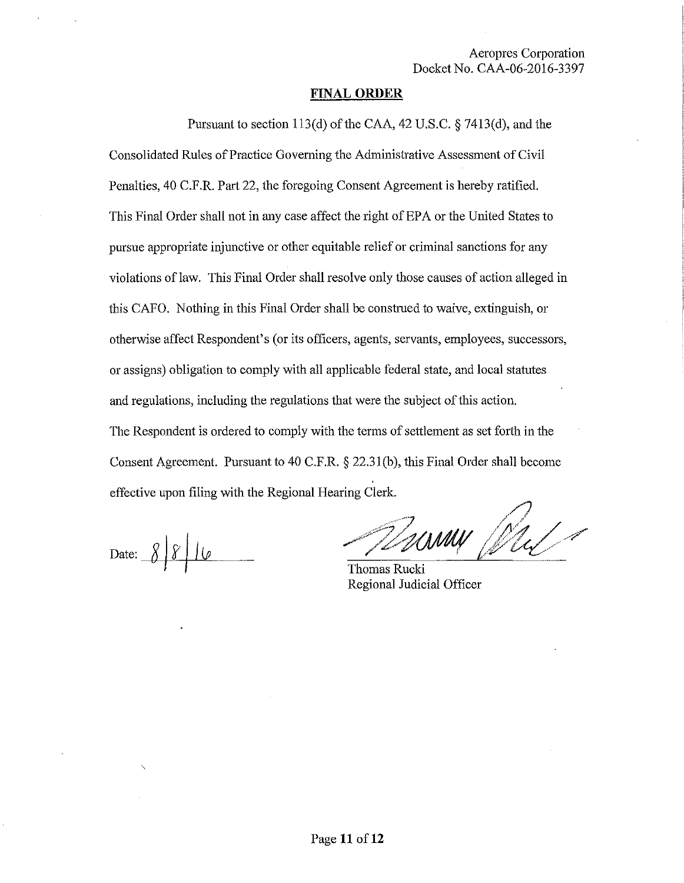Aeropres Corporation
Docket No. CAA-06-2016-3397

## FINAL ORDER

Pursuant to section 113(d) of the CAA, 42 U.S.C. § 7413(d), and the Consolidated Rules of Practice Governing the Administrative Assessment of Civil Penalties, 40 C.F.R. Part 22, the foregoing Consent Agreement is hereby ratified. This Final Order shall not in any case affect the right of EPA or the United States to pursue appropriate injunctive or other equitable relief or criminal sanctions for any violations of law. This Final Order shall resolve only those causes of action alleged in this CAFO. Nothing in this Final Order shall be construed to waive, extinguish, or otherwise affect Respondent's (or its officers, agents, servants, employees, successors, or assigns) obligation to comply with all applicable federal state, and local statutes and regulations, including the regulations that were the subject of this action. The Respondent is ordered to comply with the terms of settlement as set forth in the Consent Agreement. Pursuant to 40 C.F.R. § 22.31(b), this Final Order shall become effective upon filing with the Regional Hearing Clerk.

Date: 8/8/16

Thomas Rucki
Regional Judicial Officer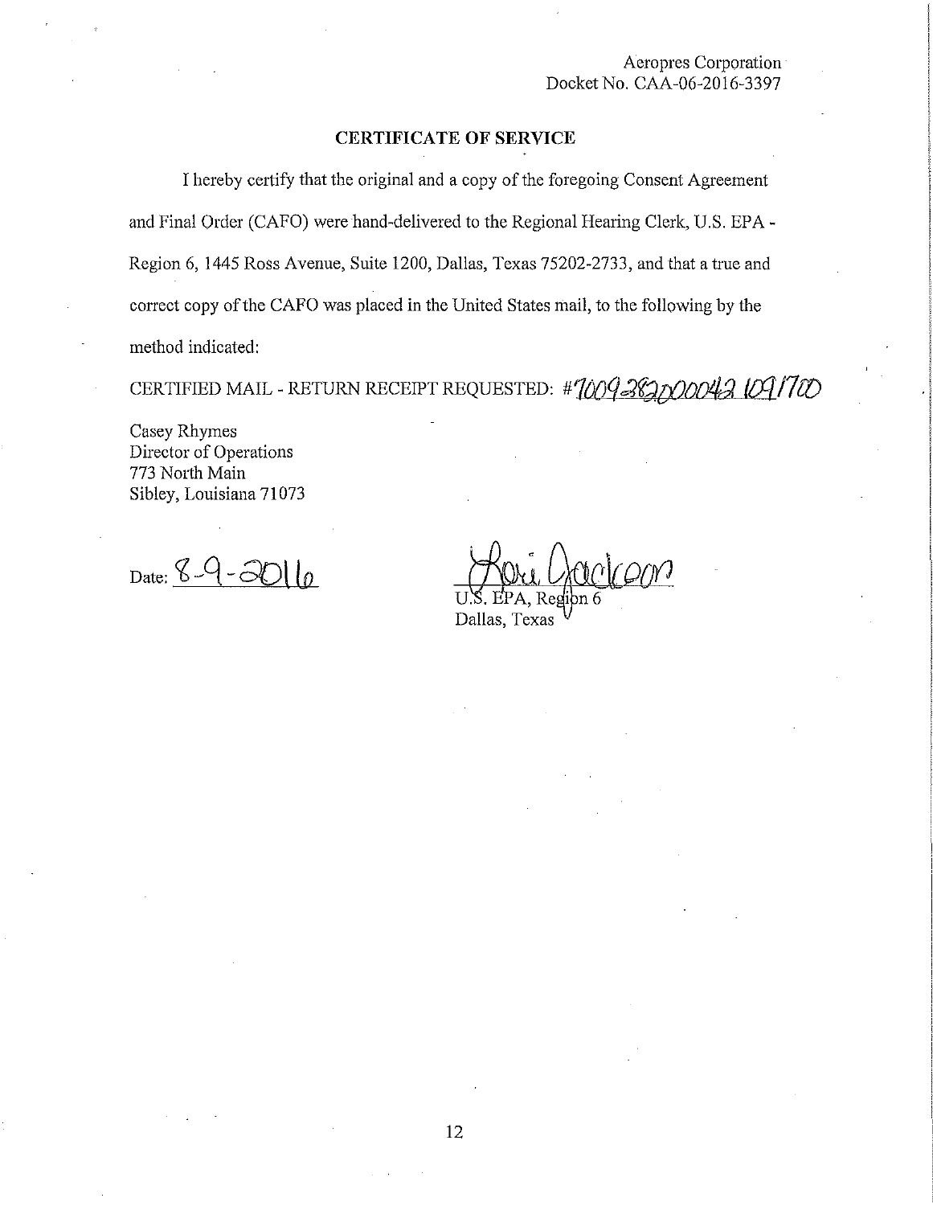Aeropres Corporation
Docket No. CAA-06-2016-3397

## CERTIFICATE OF SERVICE

I hereby certify that the original and a copy of the foregoing Consent Agreement and Final Order (CAFO) were hand-delivered to the Regional Hearing Clerk, U.S. EPA - Region 6, 1445 Ross Avenue, Suite 1200, Dallas, Texas 75202-2733, and that a true and correct copy of the CAFO was placed in the United States mail, to the following by the method indicated:

CERTIFIED MAIL - RETURN RECEIPT REQUESTED: #70092820000421091700

Casey Rhymes
Director of Operations
773 North Main
Sibley, Louisiana 71073

Date: 8-9-2016

Lori Jackson
U.S. EPA, Region 6
Dallas, Texas